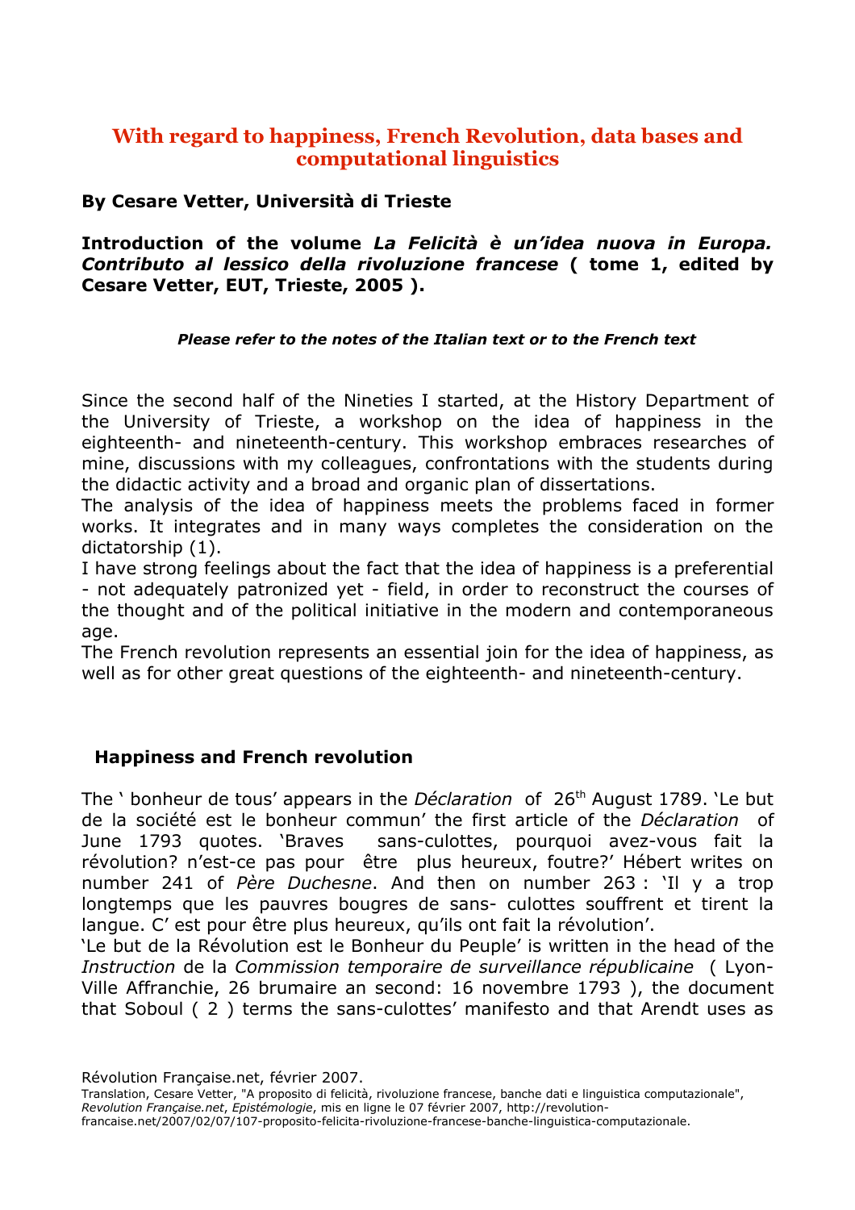# With regard to happiness, French Revolution, data bases and computational linguistics

**By Cesare Vetter, Università di Trieste**

**Introduction of the volume *La Felicità è un'idea nuova in Europa. Contributo al lessico della rivoluzione francese* ( tome 1, edited by Cesare Vetter, EUT, Trieste, 2005 ).**

***Please refer to the notes of the Italian text or to the French text***

Since the second half of the Nineties I started, at the History Department of the University of Trieste, a workshop on the idea of happiness in the eighteenth- and nineteenth-century. This workshop embraces researches of mine, discussions with my colleagues, confrontations with the students during the didactic activity and a broad and organic plan of dissertations.
The analysis of the idea of happiness meets the problems faced in former works. It integrates and in many ways completes the consideration on the dictatorship (1).
I have strong feelings about the fact that the idea of happiness is a preferential - not adequately patronized yet - field, in order to reconstruct the courses of the thought and of the political initiative in the modern and contemporaneous age.
The French revolution represents an essential join for the idea of happiness, as well as for other great questions of the eighteenth- and nineteenth-century.

## Happiness and French revolution

The ' bonheur de tous' appears in the *Déclaration* of 26th August 1789. 'Le but de la société est le bonheur commun' the first article of the *Déclaration* of June 1793 quotes. 'Braves sans-culottes, pourquoi avez-vous fait la révolution? n'est-ce pas pour être plus heureux, foutre?' Hébert writes on number 241 of *Père Duchesne*. And then on number 263 : 'Il y a trop longtemps que les pauvres bougres de sans- culottes souffrent et tirent la langue. C' est pour être plus heureux, qu'ils ont fait la révolution'.
'Le but de la Révolution est le Bonheur du Peuple' is written in the head of the *Instruction* de la *Commission temporaire de surveillance républicaine* ( Lyon-Ville Affranchie, 26 brumaire an second: 16 novembre 1793 ), the document that Soboul ( 2 ) terms the sans-culottes' manifesto and that Arendt uses as

Révolution Française.net, février 2007.
Translation, Cesare Vetter, "A proposito di felicità, rivoluzione francese, banche dati e linguistica computazionale", *Revolution Française.net*, *Epistémologie*, mis en ligne le 07 février 2007, http://revolution-francaise.net/2007/02/07/107-proposito-felicita-rivoluzione-francese-banche-linguistica-computazionale.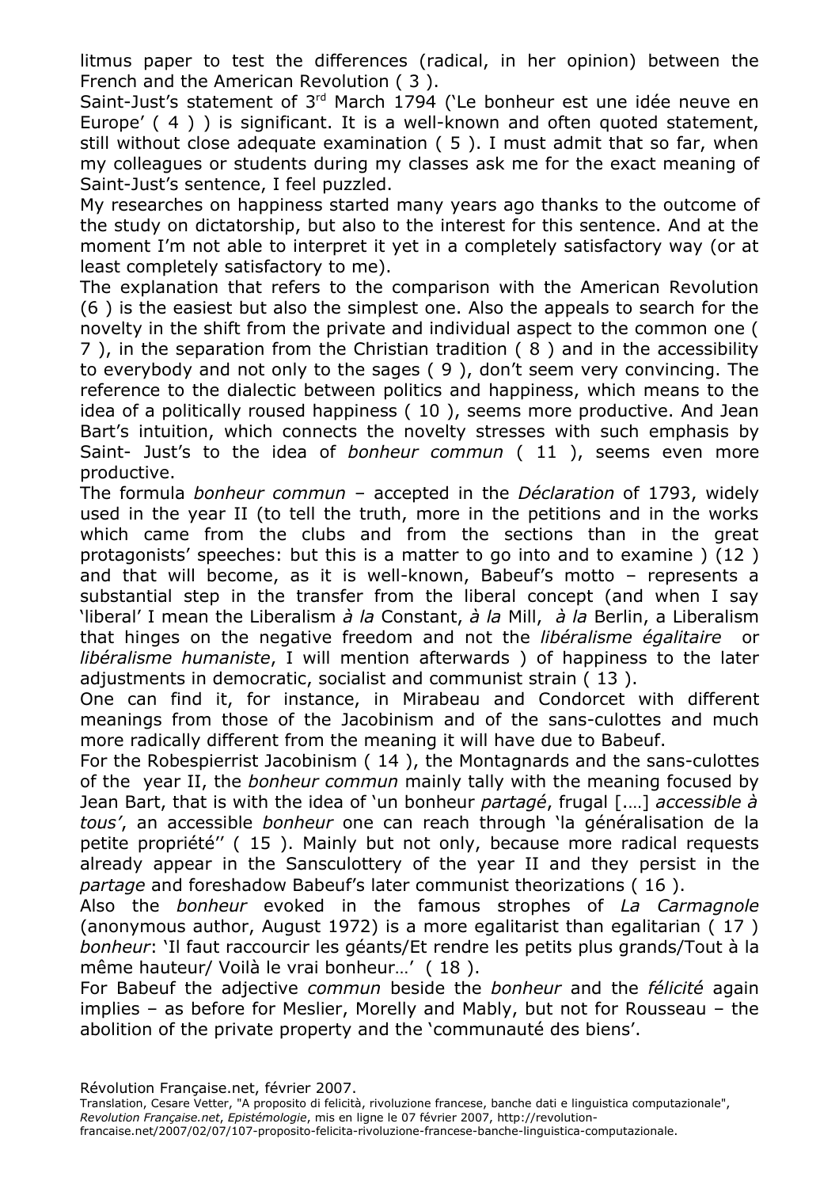litmus paper to test the differences (radical, in her opinion) between the French and the American Revolution ( 3 ).

Saint-Just's statement of 3rd March 1794 ('Le bonheur est une idée neuve en Europe' ( 4 ) ) is significant. It is a well-known and often quoted statement, still without close adequate examination ( 5 ). I must admit that so far, when my colleagues or students during my classes ask me for the exact meaning of Saint-Just's sentence, I feel puzzled.

My researches on happiness started many years ago thanks to the outcome of the study on dictatorship, but also to the interest for this sentence. And at the moment I'm not able to interpret it yet in a completely satisfactory way (or at least completely satisfactory to me).

The explanation that refers to the comparison with the American Revolution (6 ) is the easiest but also the simplest one. Also the appeals to search for the novelty in the shift from the private and individual aspect to the common one ( 7 ), in the separation from the Christian tradition ( 8 ) and in the accessibility to everybody and not only to the sages ( 9 ), don't seem very convincing. The reference to the dialectic between politics and happiness, which means to the idea of a politically roused happiness ( 10 ), seems more productive. And Jean Bart's intuition, which connects the novelty stresses with such emphasis by Saint- Just's to the idea of *bonheur commun* ( 11 ), seems even more productive.

The formula *bonheur commun* – accepted in the *Déclaration* of 1793, widely used in the year II (to tell the truth, more in the petitions and in the works which came from the clubs and from the sections than in the great protagonists' speeches: but this is a matter to go into and to examine ) (12 ) and that will become, as it is well-known, Babeuf's motto – represents a substantial step in the transfer from the liberal concept (and when I say 'liberal' I mean the Liberalism *à la* Constant, *à la* Mill, *à la* Berlin, a Liberalism that hinges on the negative freedom and not the *libéralisme égalitaire* or *libéralisme humaniste*, I will mention afterwards ) of happiness to the later adjustments in democratic, socialist and communist strain ( 13 ).

One can find it, for instance, in Mirabeau and Condorcet with different meanings from those of the Jacobinism and of the sans-culottes and much more radically different from the meaning it will have due to Babeuf.

For the Robespierrist Jacobinism ( 14 ), the Montagnards and the sans-culottes of the year II, the *bonheur commun* mainly tally with the meaning focused by Jean Bart, that is with the idea of 'un bonheur *partagé*, frugal [....] *accessible à tous'*, an accessible *bonheur* one can reach through 'la généralisation de la petite propriété'' ( 15 ). Mainly but not only, because more radical requests already appear in the Sansculottery of the year II and they persist in the *partage* and foreshadow Babeuf's later communist theorizations ( 16 ).

Also the *bonheur* evoked in the famous strophes of *La Carmagnole* (anonymous author, August 1972) is a more egalitarist than egalitarian ( 17 ) *bonheur*: 'Il faut raccourcir les géants/Et rendre les petits plus grands/Tout à la même hauteur/ Voilà le vrai bonheur…' ( 18 ).

For Babeuf the adjective *commun* beside the *bonheur* and the *félicité* again implies – as before for Meslier, Morelly and Mably, but not for Rousseau – the abolition of the private property and the 'communauté des biens'.

Révolution Française.net, février 2007.
Translation, Cesare Vetter, "A proposito di felicità, rivoluzione francese, banche dati e linguistica computazionale", *Revolution Française.net*, *Epistémologie*, mis en ligne le 07 février 2007, http://revolution-francaise.net/2007/02/07/107-proposito-felicita-rivoluzione-francese-banche-linguistica-computazionale.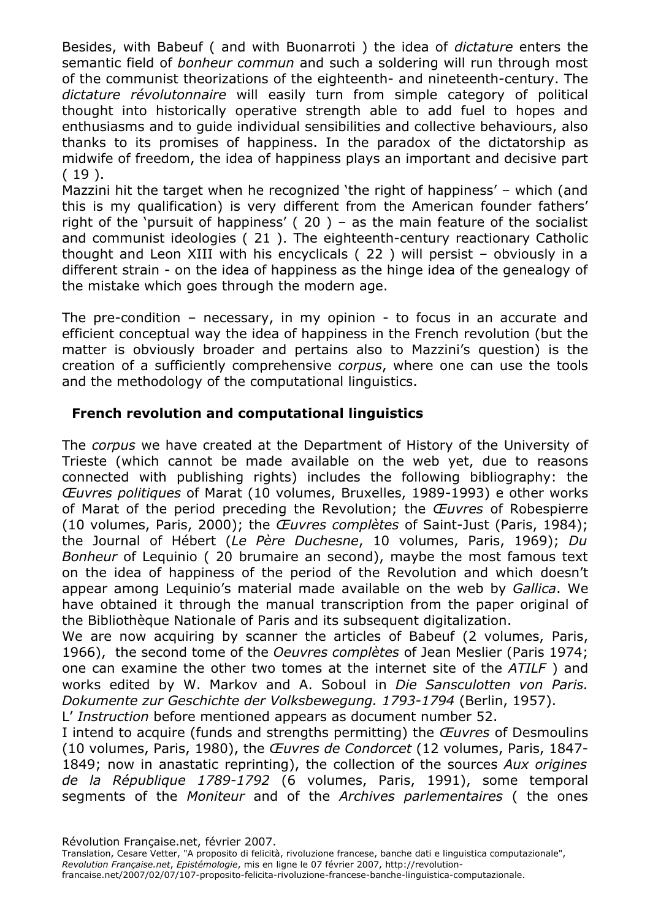Besides, with Babeuf ( and with Buonarroti ) the idea of *dictature* enters the semantic field of *bonheur commun* and such a soldering will run through most of the communist theorizations of the eighteenth- and nineteenth-century. The *dictature révolutonnaire* will easily turn from simple category of political thought into historically operative strength able to add fuel to hopes and enthusiasms and to guide individual sensibilities and collective behaviours, also thanks to its promises of happiness. In the paradox of the dictatorship as midwife of freedom, the idea of happiness plays an important and decisive part ( 19 ).

Mazzini hit the target when he recognized 'the right of happiness' – which (and this is my qualification) is very different from the American founder fathers' right of the 'pursuit of happiness' ( 20 ) – as the main feature of the socialist and communist ideologies ( 21 ). The eighteenth-century reactionary Catholic thought and Leon XIII with his encyclicals ( 22 ) will persist – obviously in a different strain - on the idea of happiness as the hinge idea of the genealogy of the mistake which goes through the modern age.

The pre-condition – necessary, in my opinion - to focus in an accurate and efficient conceptual way the idea of happiness in the French revolution (but the matter is obviously broader and pertains also to Mazzini's question) is the creation of a sufficiently comprehensive *corpus*, where one can use the tools and the methodology of the computational linguistics.

## French revolution and computational linguistics

The *corpus* we have created at the Department of History of the University of Trieste (which cannot be made available on the web yet, due to reasons connected with publishing rights) includes the following bibliography: the *Œuvres politiques* of Marat (10 volumes, Bruxelles, 1989-1993) e other works of Marat of the period preceding the Revolution; the *Œuvres* of Robespierre (10 volumes, Paris, 2000); the *Œuvres complètes* of Saint-Just (Paris, 1984); the Journal of Hébert (*Le Père Duchesne*, 10 volumes, Paris, 1969); *Du Bonheur* of Lequinio ( 20 brumaire an second), maybe the most famous text on the idea of happiness of the period of the Revolution and which doesn't appear among Lequinio's material made available on the web by *Gallica*. We have obtained it through the manual transcription from the paper original of the Bibliothèque Nationale of Paris and its subsequent digitalization.

We are now acquiring by scanner the articles of Babeuf (2 volumes, Paris, 1966), the second tome of the *Oeuvres complètes* of Jean Meslier (Paris 1974; one can examine the other two tomes at the internet site of the *ATILF* ) and works edited by W. Markov and A. Soboul in *Die Sansculotten von Paris. Dokumente zur Geschichte der Volksbewegung. 1793-1794* (Berlin, 1957).

L' *Instruction* before mentioned appears as document number 52.

I intend to acquire (funds and strengths permitting) the *Œuvres* of Desmoulins (10 volumes, Paris, 1980), the *Œuvres de Condorcet* (12 volumes, Paris, 1847-1849; now in anastatic reprinting), the collection of the sources *Aux origines de la République 1789-1792* (6 volumes, Paris, 1991), some temporal segments of the *Moniteur* and of the *Archives parlementaires* ( the ones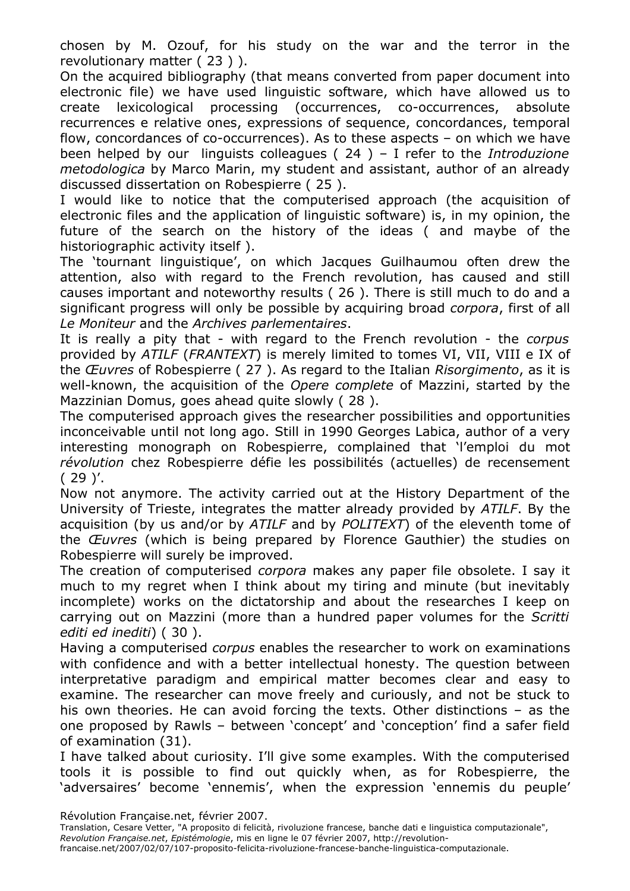chosen by M. Ozouf, for his study on the war and the terror in the revolutionary matter ( 23 ) ).

On the acquired bibliography (that means converted from paper document into electronic file) we have used linguistic software, which have allowed us to create lexicological processing (occurrences, co-occurrences, absolute recurrences e relative ones, expressions of sequence, concordances, temporal flow, concordances of co-occurrences). As to these aspects – on which we have been helped by our linguists colleagues ( 24 ) – I refer to the *Introduzione metodologica* by Marco Marin, my student and assistant, author of an already discussed dissertation on Robespierre ( 25 ).

I would like to notice that the computerised approach (the acquisition of electronic files and the application of linguistic software) is, in my opinion, the future of the search on the history of the ideas ( and maybe of the historiographic activity itself ).

The 'tournant linguistique', on which Jacques Guilhaumou often drew the attention, also with regard to the French revolution, has caused and still causes important and noteworthy results ( 26 ). There is still much to do and a significant progress will only be possible by acquiring broad *corpora*, first of all *Le Moniteur* and the *Archives parlementaires*.

It is really a pity that - with regard to the French revolution - the *corpus* provided by *ATILF* (*FRANTEXT*) is merely limited to tomes VI, VII, VIII e IX of the *Œuvres* of Robespierre ( 27 ). As regard to the Italian *Risorgimento*, as it is well-known, the acquisition of the *Opere complete* of Mazzini, started by the Mazzinian Domus, goes ahead quite slowly ( 28 ).

The computerised approach gives the researcher possibilities and opportunities inconceivable until not long ago. Still in 1990 Georges Labica, author of a very interesting monograph on Robespierre, complained that 'l'emploi du mot *révolution* chez Robespierre défie les possibilités (actuelles) de recensement ( 29 )'.

Now not anymore. The activity carried out at the History Department of the University of Trieste, integrates the matter already provided by *ATILF*. By the acquisition (by us and/or by *ATILF* and by *POLITEXT*) of the eleventh tome of the *Œuvres* (which is being prepared by Florence Gauthier) the studies on Robespierre will surely be improved.

The creation of computerised *corpora* makes any paper file obsolete. I say it much to my regret when I think about my tiring and minute (but inevitably incomplete) works on the dictatorship and about the researches I keep on carrying out on Mazzini (more than a hundred paper volumes for the *Scritti editi ed inediti*) ( 30 ).

Having a computerised *corpus* enables the researcher to work on examinations with confidence and with a better intellectual honesty. The question between interpretative paradigm and empirical matter becomes clear and easy to examine. The researcher can move freely and curiously, and not be stuck to his own theories. He can avoid forcing the texts. Other distinctions – as the one proposed by Rawls – between 'concept' and 'conception' find a safer field of examination (31).

I have talked about curiosity. I'll give some examples. With the computerised tools it is possible to find out quickly when, as for Robespierre, the 'adversaires' become 'ennemis', when the expression 'ennemis du peuple'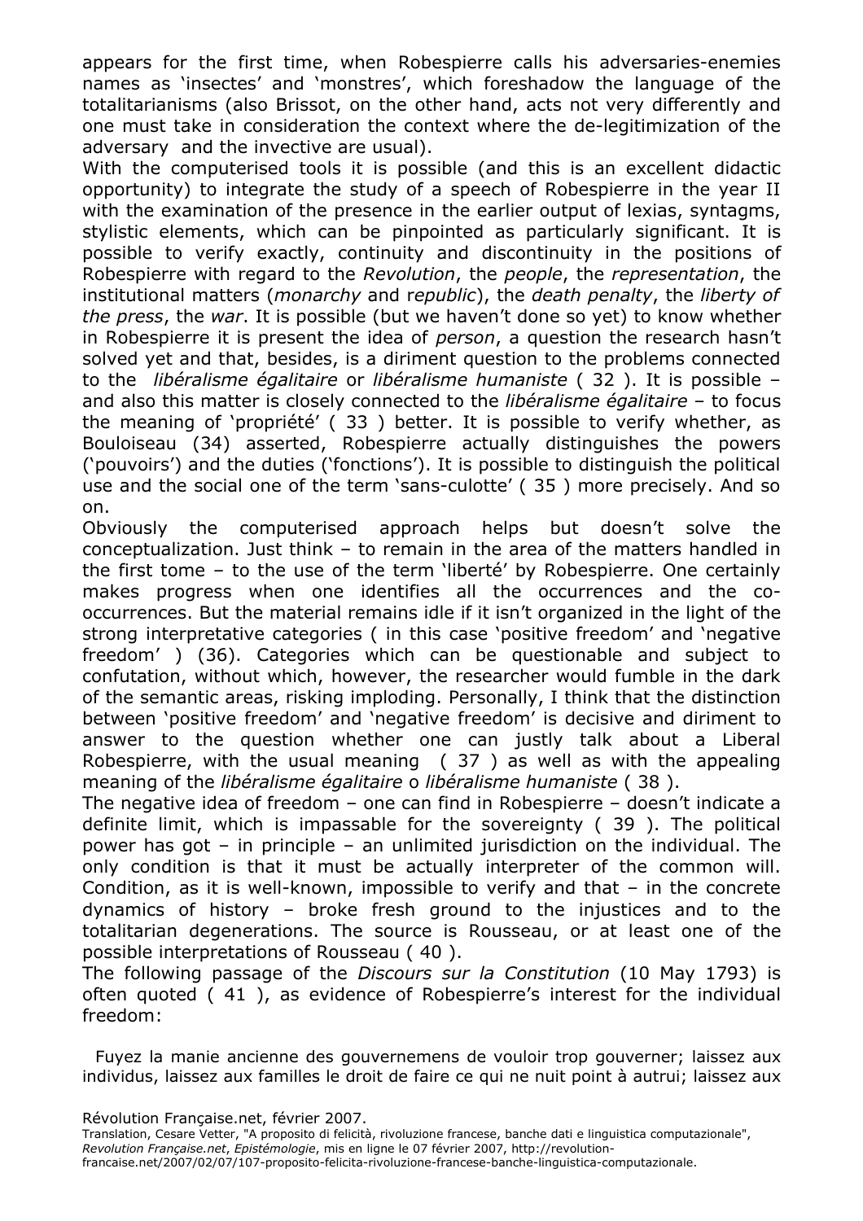appears for the first time, when Robespierre calls his adversaries-enemies names as 'insectes' and 'monstres', which foreshadow the language of the totalitarianisms (also Brissot, on the other hand, acts not very differently and one must take in consideration the context where the de-legitimization of the adversary and the invective are usual).

With the computerised tools it is possible (and this is an excellent didactic opportunity) to integrate the study of a speech of Robespierre in the year II with the examination of the presence in the earlier output of lexias, syntagms, stylistic elements, which can be pinpointed as particularly significant. It is possible to verify exactly, continuity and discontinuity in the positions of Robespierre with regard to the *Revolution*, the *people*, the *representation*, the institutional matters (*monarchy* and r*epublic*), the *death penalty*, the *liberty of the press*, the *war*. It is possible (but we haven't done so yet) to know whether in Robespierre it is present the idea of *person*, a question the research hasn't solved yet and that, besides, is a diriment question to the problems connected to the *libéralisme égalitaire* or *libéralisme humaniste* ( 32 ). It is possible – and also this matter is closely connected to the *libéralisme égalitaire* – to focus the meaning of 'propriété' ( 33 ) better. It is possible to verify whether, as Bouloiseau (34) asserted, Robespierre actually distinguishes the powers ('pouvoirs') and the duties ('fonctions'). It is possible to distinguish the political use and the social one of the term 'sans-culotte' ( 35 ) more precisely. And so on.

Obviously the computerised approach helps but doesn't solve the conceptualization. Just think – to remain in the area of the matters handled in the first tome – to the use of the term 'liberté' by Robespierre. One certainly makes progress when one identifies all the occurrences and the co-occurrences. But the material remains idle if it isn't organized in the light of the strong interpretative categories ( in this case 'positive freedom' and 'negative freedom' ) (36). Categories which can be questionable and subject to confutation, without which, however, the researcher would fumble in the dark of the semantic areas, risking imploding. Personally, I think that the distinction between 'positive freedom' and 'negative freedom' is decisive and diriment to answer to the question whether one can justly talk about a Liberal Robespierre, with the usual meaning ( 37 ) as well as with the appealing meaning of the *libéralisme égalitaire* o *libéralisme humaniste* ( 38 ).

The negative idea of freedom – one can find in Robespierre – doesn't indicate a definite limit, which is impassable for the sovereignty ( 39 ). The political power has got – in principle – an unlimited jurisdiction on the individual. The only condition is that it must be actually interpreter of the common will. Condition, as it is well-known, impossible to verify and that – in the concrete dynamics of history – broke fresh ground to the injustices and to the totalitarian degenerations. The source is Rousseau, or at least one of the possible interpretations of Rousseau ( 40 ).

The following passage of the *Discours sur la Constitution* (10 May 1793) is often quoted ( 41 ), as evidence of Robespierre's interest for the individual freedom:

> Fuyez la manie ancienne des gouvernemens de vouloir trop gouverner; laissez aux individus, laissez aux familles le droit de faire ce qui ne nuit point à autrui; laissez aux

Révolution Française.net, février 2007.
Translation, Cesare Vetter, "A proposito di felicità, rivoluzione francese, banche dati e linguistica computazionale", *Revolution Française.net*, *Epistémologie*, mis en ligne le 07 février 2007, http://revolution-francaise.net/2007/02/07/107-proposito-felicita-rivoluzione-francese-banche-linguistica-computazionale.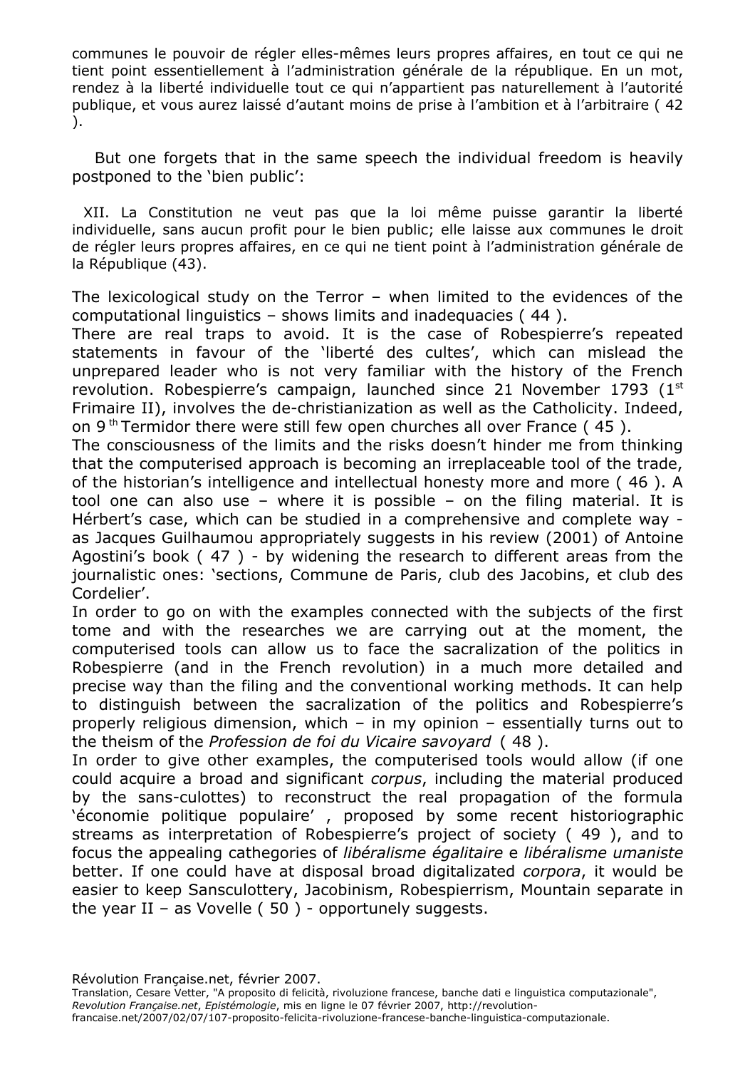communes le pouvoir de régler elles-mêmes leurs propres affaires, en tout ce qui ne tient point essentiellement à l'administration générale de la république. En un mot, rendez à la liberté individuelle tout ce qui n'appartient pas naturellement à l'autorité publique, et vous aurez laissé d'autant moins de prise à l'ambition et à l'arbitraire ( 42 ).

But one forgets that in the same speech the individual freedom is heavily postponed to the 'bien public':

> XII. La Constitution ne veut pas que la loi même puisse garantir la liberté individuelle, sans aucun profit pour le bien public; elle laisse aux communes le droit de régler leurs propres affaires, en ce qui ne tient point à l'administration générale de la République (43).

The lexicological study on the Terror – when limited to the evidences of the computational linguistics – shows limits and inadequacies ( 44 ).

There are real traps to avoid. It is the case of Robespierre's repeated statements in favour of the 'liberté des cultes', which can mislead the unprepared leader who is not very familiar with the history of the French revolution. Robespierre's campaign, launched since 21 November 1793 (1st Frimaire II), involves the de-christianization as well as the Catholicity. Indeed, on 9th Termidor there were still few open churches all over France ( 45 ).

The consciousness of the limits and the risks doesn't hinder me from thinking that the computerised approach is becoming an irreplaceable tool of the trade, of the historian's intelligence and intellectual honesty more and more ( 46 ). A tool one can also use – where it is possible – on the filing material. It is Hérbert's case, which can be studied in a comprehensive and complete way - as Jacques Guilhaumou appropriately suggests in his review (2001) of Antoine Agostini's book ( 47 ) - by widening the research to different areas from the journalistic ones: 'sections, Commune de Paris, club des Jacobins, et club des Cordelier'.

In order to go on with the examples connected with the subjects of the first tome and with the researches we are carrying out at the moment, the computerised tools can allow us to face the sacralization of the politics in Robespierre (and in the French revolution) in a much more detailed and precise way than the filing and the conventional working methods. It can help to distinguish between the sacralization of the politics and Robespierre's properly religious dimension, which – in my opinion – essentially turns out to the theism of the *Profession de foi du Vicaire savoyard* ( 48 ).

In order to give other examples, the computerised tools would allow (if one could acquire a broad and significant *corpus*, including the material produced by the sans-culottes) to reconstruct the real propagation of the formula 'économie politique populaire' , proposed by some recent historiographic streams as interpretation of Robespierre's project of society ( 49 ), and to focus the appealing cathegories of *libéralisme égalitaire* e *libéralisme umaniste* better. If one could have at disposal broad digitalizated *corpora*, it would be easier to keep Sansculottery, Jacobinism, Robespierrism, Mountain separate in the year II – as Vovelle ( 50 ) - opportunely suggests.

Révolution Française.net, février 2007.
Translation, Cesare Vetter, "A proposito di felicità, rivoluzione francese, banche dati e linguistica computazionale", *Revolution Française.net*, *Epistémologie*, mis en ligne le 07 février 2007, http://revolution-francaise.net/2007/02/07/107-proposito-felicita-rivoluzione-francese-banche-linguistica-computazionale.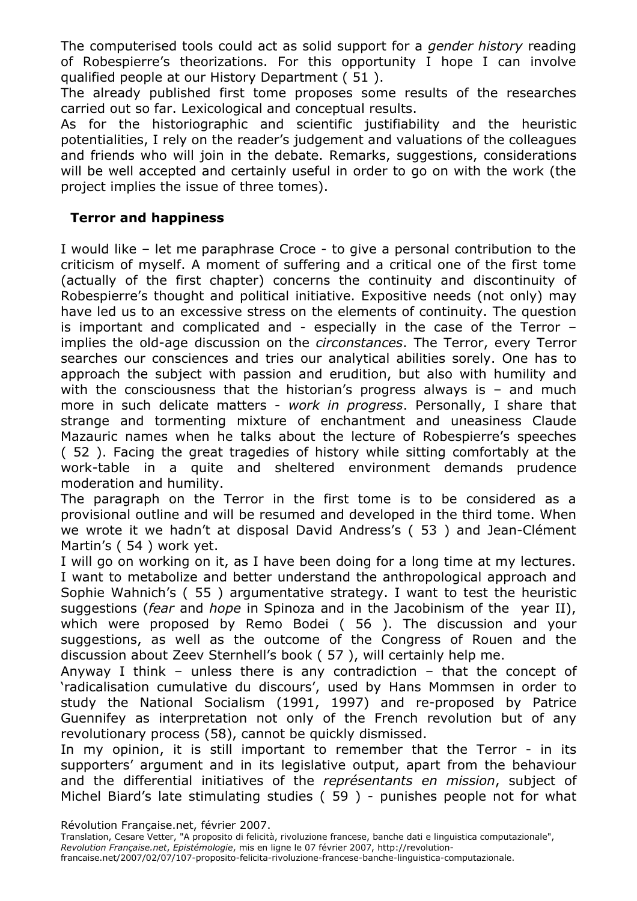The computerised tools could act as solid support for a *gender history* reading of Robespierre's theorizations. For this opportunity I hope I can involve qualified people at our History Department ( 51 ).

The already published first tome proposes some results of the researches carried out so far. Lexicological and conceptual results.

As for the historiographic and scientific justifiability and the heuristic potentialities, I rely on the reader's judgement and valuations of the colleagues and friends who will join in the debate. Remarks, suggestions, considerations will be well accepted and certainly useful in order to go on with the work (the project implies the issue of three tomes).

## Terror and happiness

I would like – let me paraphrase Croce - to give a personal contribution to the criticism of myself. A moment of suffering and a critical one of the first tome (actually of the first chapter) concerns the continuity and discontinuity of Robespierre's thought and political initiative. Expositive needs (not only) may have led us to an excessive stress on the elements of continuity. The question is important and complicated and - especially in the case of the Terror – implies the old-age discussion on the *circonstances*. The Terror, every Terror searches our consciences and tries our analytical abilities sorely. One has to approach the subject with passion and erudition, but also with humility and with the consciousness that the historian's progress always is – and much more in such delicate matters - *work in progress*. Personally, I share that strange and tormenting mixture of enchantment and uneasiness Claude Mazauric names when he talks about the lecture of Robespierre's speeches ( 52 ). Facing the great tragedies of history while sitting comfortably at the work-table in a quite and sheltered environment demands prudence moderation and humility.

The paragraph on the Terror in the first tome is to be considered as a provisional outline and will be resumed and developed in the third tome. When we wrote it we hadn't at disposal David Andress's ( 53 ) and Jean-Clément Martin's ( 54 ) work yet.

I will go on working on it, as I have been doing for a long time at my lectures. I want to metabolize and better understand the anthropological approach and Sophie Wahnich's ( 55 ) argumentative strategy. I want to test the heuristic suggestions (*fear* and *hope* in Spinoza and in the Jacobinism of the year II), which were proposed by Remo Bodei ( 56 ). The discussion and your suggestions, as well as the outcome of the Congress of Rouen and the discussion about Zeev Sternhell's book ( 57 ), will certainly help me.

Anyway I think – unless there is any contradiction – that the concept of 'radicalisation cumulative du discours', used by Hans Mommsen in order to study the National Socialism (1991, 1997) and re-proposed by Patrice Guennifey as interpretation not only of the French revolution but of any revolutionary process (58), cannot be quickly dismissed.

In my opinion, it is still important to remember that the Terror - in its supporters' argument and in its legislative output, apart from the behaviour and the differential initiatives of the *représentants en mission*, subject of Michel Biard's late stimulating studies ( 59 ) - punishes people not for what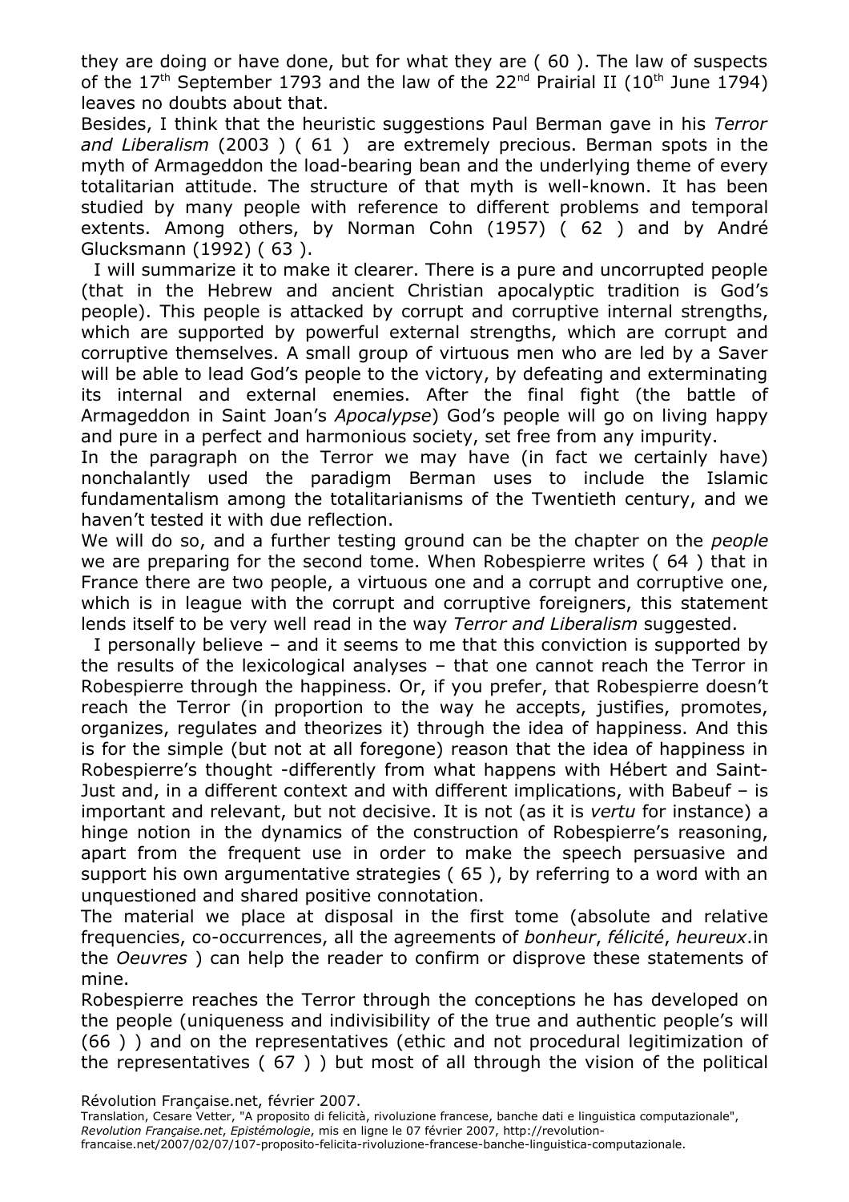they are doing or have done, but for what they are ( 60 ). The law of suspects of the 17th September 1793 and the law of the 22nd Prairial II (10th June 1794) leaves no doubts about that.

Besides, I think that the heuristic suggestions Paul Berman gave in his *Terror and Liberalism* (2003 ) ( 61 ) are extremely precious. Berman spots in the myth of Armageddon the load-bearing bean and the underlying theme of every totalitarian attitude. The structure of that myth is well-known. It has been studied by many people with reference to different problems and temporal extents. Among others, by Norman Cohn (1957) ( 62 ) and by André Glucksmann (1992) ( 63 ).

I will summarize it to make it clearer. There is a pure and uncorrupted people (that in the Hebrew and ancient Christian apocalyptic tradition is God's people). This people is attacked by corrupt and corruptive internal strengths, which are supported by powerful external strengths, which are corrupt and corruptive themselves. A small group of virtuous men who are led by a Saver will be able to lead God's people to the victory, by defeating and exterminating its internal and external enemies. After the final fight (the battle of Armageddon in Saint Joan's *Apocalypse*) God's people will go on living happy and pure in a perfect and harmonious society, set free from any impurity.

In the paragraph on the Terror we may have (in fact we certainly have) nonchalantly used the paradigm Berman uses to include the Islamic fundamentalism among the totalitarianisms of the Twentieth century, and we haven't tested it with due reflection.

We will do so, and a further testing ground can be the chapter on the *people* we are preparing for the second tome. When Robespierre writes ( 64 ) that in France there are two people, a virtuous one and a corrupt and corruptive one, which is in league with the corrupt and corruptive foreigners, this statement lends itself to be very well read in the way *Terror and Liberalism* suggested.

I personally believe – and it seems to me that this conviction is supported by the results of the lexicological analyses – that one cannot reach the Terror in Robespierre through the happiness. Or, if you prefer, that Robespierre doesn't reach the Terror (in proportion to the way he accepts, justifies, promotes, organizes, regulates and theorizes it) through the idea of happiness. And this is for the simple (but not at all foregone) reason that the idea of happiness in Robespierre's thought -differently from what happens with Hébert and Saint-Just and, in a different context and with different implications, with Babeuf – is important and relevant, but not decisive. It is not (as it is *vertu* for instance) a hinge notion in the dynamics of the construction of Robespierre's reasoning, apart from the frequent use in order to make the speech persuasive and support his own argumentative strategies ( 65 ), by referring to a word with an unquestioned and shared positive connotation.

The material we place at disposal in the first tome (absolute and relative frequencies, co-occurrences, all the agreements of *bonheur*, *félicité*, *heureux*.in the *Oeuvres* ) can help the reader to confirm or disprove these statements of mine.

Robespierre reaches the Terror through the conceptions he has developed on the people (uniqueness and indivisibility of the true and authentic people's will (66 ) ) and on the representatives (ethic and not procedural legitimization of the representatives ( 67 ) ) but most of all through the vision of the political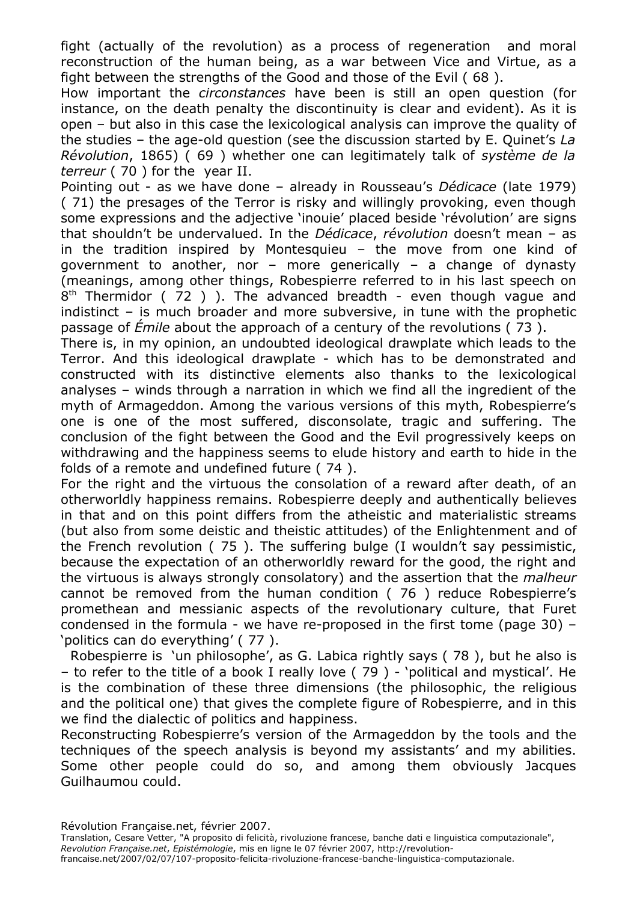fight (actually of the revolution) as a process of regeneration and moral reconstruction of the human being, as a war between Vice and Virtue, as a fight between the strengths of the Good and those of the Evil ( 68 ).

How important the *circonstances* have been is still an open question (for instance, on the death penalty the discontinuity is clear and evident). As it is open – but also in this case the lexicological analysis can improve the quality of the studies – the age-old question (see the discussion started by E. Quinet's *La Révolution*, 1865) ( 69 ) whether one can legitimately talk of *système de la terreur* ( 70 ) for the year II.

Pointing out - as we have done – already in Rousseau's *Dédicace* (late 1979) ( 71) the presages of the Terror is risky and willingly provoking, even though some expressions and the adjective 'inouie' placed beside 'révolution' are signs that shouldn't be undervalued. In the *Dédicace*, *révolution* doesn't mean – as in the tradition inspired by Montesquieu – the move from one kind of government to another, nor – more generically – a change of dynasty (meanings, among other things, Robespierre referred to in his last speech on 8th Thermidor ( 72 ) ). The advanced breadth - even though vague and indistinct – is much broader and more subversive, in tune with the prophetic passage of *Émile* about the approach of a century of the revolutions ( 73 ).

There is, in my opinion, an undoubted ideological drawplate which leads to the Terror. And this ideological drawplate - which has to be demonstrated and constructed with its distinctive elements also thanks to the lexicological analyses – winds through a narration in which we find all the ingredient of the myth of Armageddon. Among the various versions of this myth, Robespierre's one is one of the most suffered, disconsolate, tragic and suffering. The conclusion of the fight between the Good and the Evil progressively keeps on withdrawing and the happiness seems to elude history and earth to hide in the folds of a remote and undefined future ( 74 ).

For the right and the virtuous the consolation of a reward after death, of an otherworldly happiness remains. Robespierre deeply and authentically believes in that and on this point differs from the atheistic and materialistic streams (but also from some deistic and theistic attitudes) of the Enlightenment and of the French revolution ( 75 ). The suffering bulge (I wouldn't say pessimistic, because the expectation of an otherworldly reward for the good, the right and the virtuous is always strongly consolatory) and the assertion that the *malheur* cannot be removed from the human condition ( 76 ) reduce Robespierre's promethean and messianic aspects of the revolutionary culture, that Furet condensed in the formula - we have re-proposed in the first tome (page 30) – 'politics can do everything' ( 77 ).

Robespierre is 'un philosophe', as G. Labica rightly says ( 78 ), but he also is – to refer to the title of a book I really love ( 79 ) - 'political and mystical'. He is the combination of these three dimensions (the philosophic, the religious and the political one) that gives the complete figure of Robespierre, and in this we find the dialectic of politics and happiness.

Reconstructing Robespierre's version of the Armageddon by the tools and the techniques of the speech analysis is beyond my assistants' and my abilities. Some other people could do so, and among them obviously Jacques Guilhaumou could.

Révolution Française.net, février 2007.

Translation, Cesare Vetter, "A proposito di felicità, rivoluzione francese, banche dati e linguistica computazionale", *Revolution Française.net*, *Epistémologie*, mis en ligne le 07 février 2007, http://revolution-francaise.net/2007/02/07/107-proposito-felicita-rivoluzione-francese-banche-linguistica-computazionale.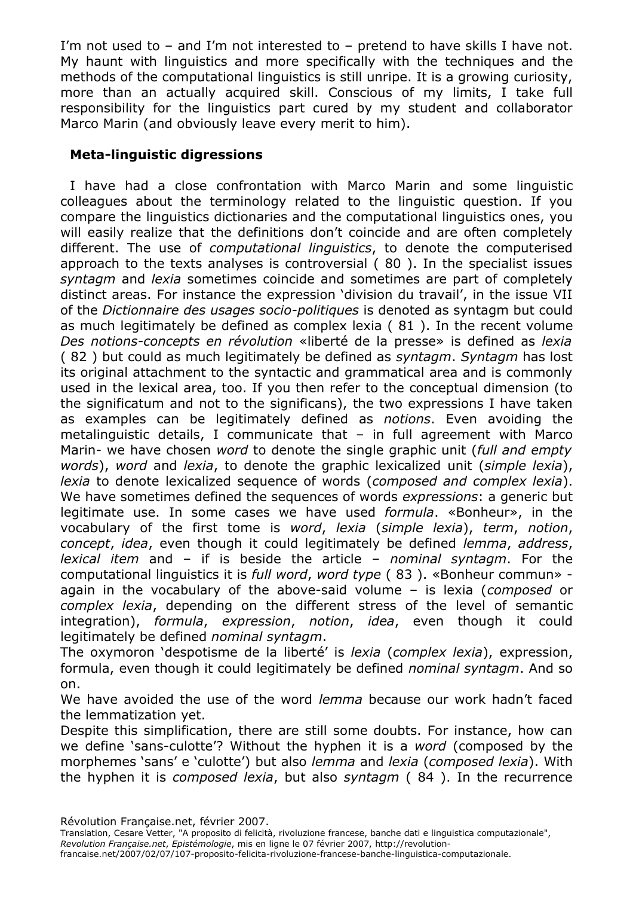I'm not used to – and I'm not interested to – pretend to have skills I have not. My haunt with linguistics and more specifically with the techniques and the methods of the computational linguistics is still unripe. It is a growing curiosity, more than an actually acquired skill. Conscious of my limits, I take full responsibility for the linguistics part cured by my student and collaborator Marco Marin (and obviously leave every merit to him).

## Meta-linguistic digressions

I have had a close confrontation with Marco Marin and some linguistic colleagues about the terminology related to the linguistic question. If you compare the linguistics dictionaries and the computational linguistics ones, you will easily realize that the definitions don't coincide and are often completely different. The use of *computational linguistics*, to denote the computerised approach to the texts analyses is controversial ( 80 ). In the specialist issues *syntagm* and *lexia* sometimes coincide and sometimes are part of completely distinct areas. For instance the expression 'division du travail', in the issue VII of the *Dictionnaire des usages socio-politiques* is denoted as syntagm but could as much legitimately be defined as complex lexia ( 81 ). In the recent volume *Des notions-concepts en révolution* «liberté de la presse» is defined as *lexia* ( 82 ) but could as much legitimately be defined as *syntagm*. *Syntagm* has lost its original attachment to the syntactic and grammatical area and is commonly used in the lexical area, too. If you then refer to the conceptual dimension (to the significatum and not to the significans), the two expressions I have taken as examples can be legitimately defined as *notions*. Even avoiding the metalinguistic details, I communicate that – in full agreement with Marco Marin- we have chosen *word* to denote the single graphic unit (*full and empty words*), *word* and *lexia*, to denote the graphic lexicalized unit (*simple lexia*), *lexia* to denote lexicalized sequence of words (*composed and complex lexia*). We have sometimes defined the sequences of words *expressions*: a generic but legitimate use. In some cases we have used *formula*. «Bonheur», in the vocabulary of the first tome is *word*, *lexia* (*simple lexia*), *term*, *notion*, *concept*, *idea*, even though it could legitimately be defined *lemma*, *address*, *lexical item* and – if is beside the article – *nominal syntagm*. For the computational linguistics it is *full word*, *word type* ( 83 ). «Bonheur commun» - again in the vocabulary of the above-said volume – is lexia (*composed* or *complex lexia*, depending on the different stress of the level of semantic integration), *formula*, *expression*, *notion*, *idea*, even though it could legitimately be defined *nominal syntagm*.

The oxymoron 'despotisme de la liberté' is *lexia* (*complex lexia*), expression, formula, even though it could legitimately be defined *nominal syntagm*. And so on.

We have avoided the use of the word *lemma* because our work hadn't faced the lemmatization yet.

Despite this simplification, there are still some doubts. For instance, how can we define 'sans-culotte'? Without the hyphen it is a *word* (composed by the morphemes 'sans' e 'culotte') but also *lemma* and *lexia* (*composed lexia*). With the hyphen it is *composed lexia*, but also *syntagm* ( 84 ). In the recurrence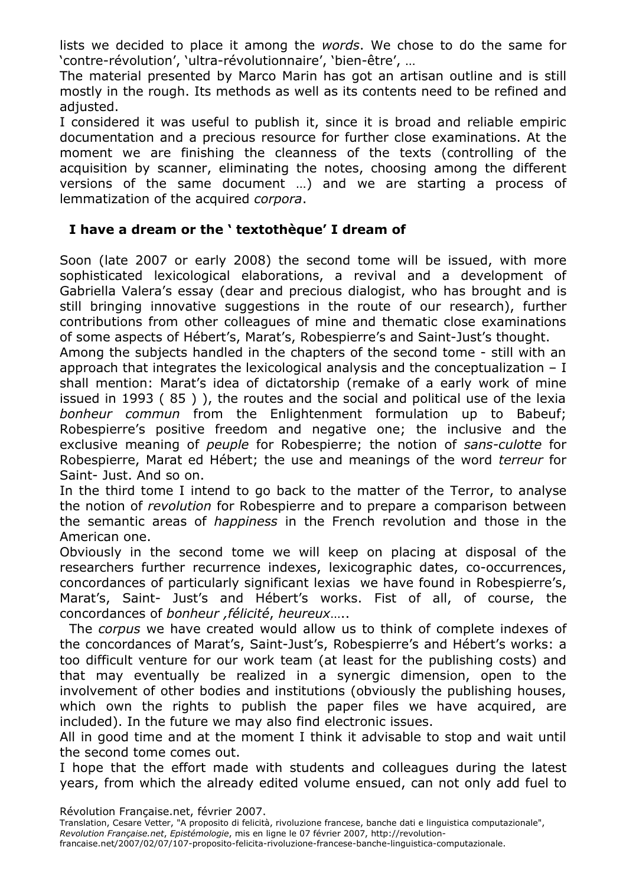lists we decided to place it among the *words*. We chose to do the same for 'contre-révolution', 'ultra-révolutionnaire', 'bien-être', …

The material presented by Marco Marin has got an artisan outline and is still mostly in the rough. Its methods as well as its contents need to be refined and adjusted.

I considered it was useful to publish it, since it is broad and reliable empiric documentation and a precious resource for further close examinations. At the moment we are finishing the cleanness of the texts (controlling of the acquisition by scanner, eliminating the notes, choosing among the different versions of the same document …) and we are starting a process of lemmatization of the acquired *corpora*.

## I have a dream or the ' textothèque' I dream of

Soon (late 2007 or early 2008) the second tome will be issued, with more sophisticated lexicological elaborations, a revival and a development of Gabriella Valera's essay (dear and precious dialogist, who has brought and is still bringing innovative suggestions in the route of our research), further contributions from other colleagues of mine and thematic close examinations of some aspects of Hébert's, Marat's, Robespierre's and Saint-Just's thought.

Among the subjects handled in the chapters of the second tome - still with an approach that integrates the lexicological analysis and the conceptualization – I shall mention: Marat's idea of dictatorship (remake of a early work of mine issued in 1993 ( 85 ) ), the routes and the social and political use of the lexia *bonheur commun* from the Enlightenment formulation up to Babeuf; Robespierre's positive freedom and negative one; the inclusive and the exclusive meaning of *peuple* for Robespierre; the notion of *sans-culotte* for Robespierre, Marat ed Hébert; the use and meanings of the word *terreur* for Saint- Just. And so on.

In the third tome I intend to go back to the matter of the Terror, to analyse the notion of *revolution* for Robespierre and to prepare a comparison between the semantic areas of *happiness* in the French revolution and those in the American one.

Obviously in the second tome we will keep on placing at disposal of the researchers further recurrence indexes, lexicographic dates, co-occurrences, concordances of particularly significant lexias we have found in Robespierre's, Marat's, Saint- Just's and Hébert's works. Fist of all, of course, the concordances of *bonheur ,félicité*, *heureux*…..

The *corpus* we have created would allow us to think of complete indexes of the concordances of Marat's, Saint-Just's, Robespierre's and Hébert's works: a too difficult venture for our work team (at least for the publishing costs) and that may eventually be realized in a synergic dimension, open to the involvement of other bodies and institutions (obviously the publishing houses, which own the rights to publish the paper files we have acquired, are included). In the future we may also find electronic issues.

All in good time and at the moment I think it advisable to stop and wait until the second tome comes out.

I hope that the effort made with students and colleagues during the latest years, from which the already edited volume ensued, can not only add fuel to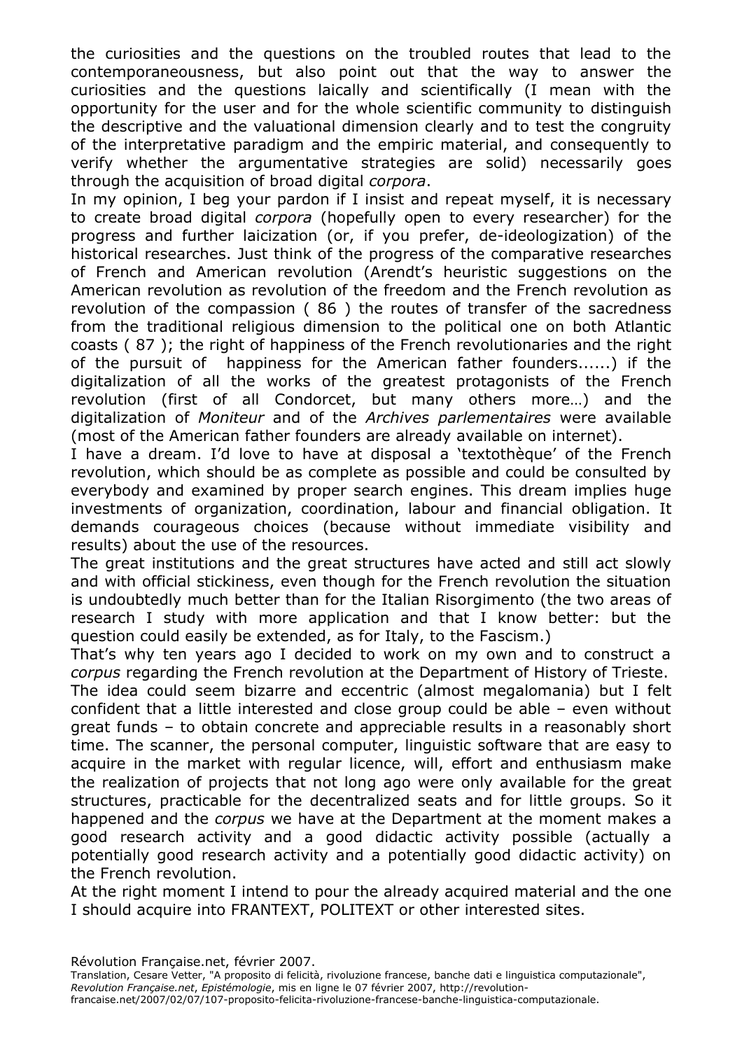the curiosities and the questions on the troubled routes that lead to the contemporaneousness, but also point out that the way to answer the curiosities and the questions laically and scientifically (I mean with the opportunity for the user and for the whole scientific community to distinguish the descriptive and the valuational dimension clearly and to test the congruity of the interpretative paradigm and the empiric material, and consequently to verify whether the argumentative strategies are solid) necessarily goes through the acquisition of broad digital *corpora*.

In my opinion, I beg your pardon if I insist and repeat myself, it is necessary to create broad digital *corpora* (hopefully open to every researcher) for the progress and further laicization (or, if you prefer, de-ideologization) of the historical researches. Just think of the progress of the comparative researches of French and American revolution (Arendt's heuristic suggestions on the American revolution as revolution of the freedom and the French revolution as revolution of the compassion ( 86 ) the routes of transfer of the sacredness from the traditional religious dimension to the political one on both Atlantic coasts ( 87 ); the right of happiness of the French revolutionaries and the right of the pursuit of happiness for the American father founders......) if the digitalization of all the works of the greatest protagonists of the French revolution (first of all Condorcet, but many others more…) and the digitalization of *Moniteur* and of the *Archives parlementaires* were available (most of the American father founders are already available on internet).

I have a dream. I'd love to have at disposal a 'textothèque' of the French revolution, which should be as complete as possible and could be consulted by everybody and examined by proper search engines. This dream implies huge investments of organization, coordination, labour and financial obligation. It demands courageous choices (because without immediate visibility and results) about the use of the resources.

The great institutions and the great structures have acted and still act slowly and with official stickiness, even though for the French revolution the situation is undoubtedly much better than for the Italian Risorgimento (the two areas of research I study with more application and that I know better: but the question could easily be extended, as for Italy, to the Fascism.)

That's why ten years ago I decided to work on my own and to construct a *corpus* regarding the French revolution at the Department of History of Trieste. The idea could seem bizarre and eccentric (almost megalomania) but I felt confident that a little interested and close group could be able – even without great funds – to obtain concrete and appreciable results in a reasonably short time. The scanner, the personal computer, linguistic software that are easy to acquire in the market with regular licence, will, effort and enthusiasm make the realization of projects that not long ago were only available for the great structures, practicable for the decentralized seats and for little groups. So it happened and the *corpus* we have at the Department at the moment makes a good research activity and a good didactic activity possible (actually a potentially good research activity and a potentially good didactic activity) on the French revolution.

At the right moment I intend to pour the already acquired material and the one I should acquire into FRANTEXT, POLITEXT or other interested sites.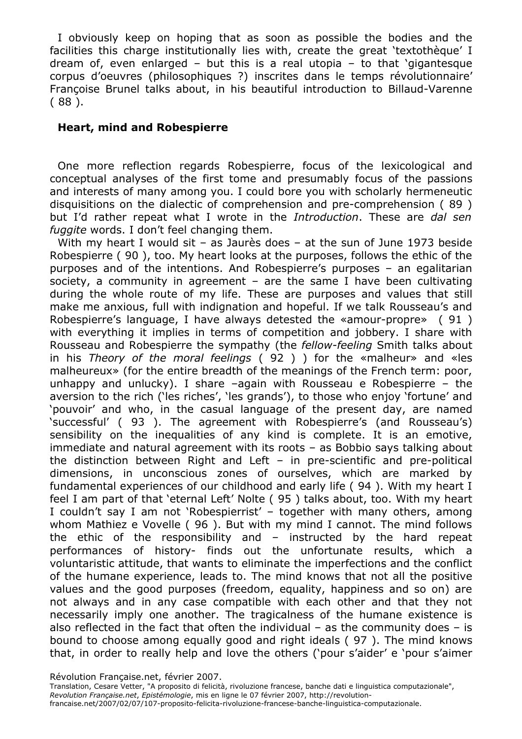I obviously keep on hoping that as soon as possible the bodies and the facilities this charge institutionally lies with, create the great 'textothèque' I dream of, even enlarged – but this is a real utopia – to that 'gigantesque corpus d'oeuvres (philosophiques ?) inscrites dans le temps révolutionnaire' Françoise Brunel talks about, in his beautiful introduction to Billaud-Varenne ( 88 ).

## Heart, mind and Robespierre

One more reflection regards Robespierre, focus of the lexicological and conceptual analyses of the first tome and presumably focus of the passions and interests of many among you. I could bore you with scholarly hermeneutic disquisitions on the dialectic of comprehension and pre-comprehension ( 89 ) but I'd rather repeat what I wrote in the *Introduction*. These are *dal sen fuggite* words. I don't feel changing them.

With my heart I would sit – as Jaurès does – at the sun of June 1973 beside Robespierre ( 90 ), too. My heart looks at the purposes, follows the ethic of the purposes and of the intentions. And Robespierre's purposes – an egalitarian society, a community in agreement – are the same I have been cultivating during the whole route of my life. These are purposes and values that still make me anxious, full with indignation and hopeful. If we talk Rousseau's and Robespierre's language, I have always detested the «amour-propre» ( 91 ) with everything it implies in terms of competition and jobbery. I share with Rousseau and Robespierre the sympathy (the *fellow-feeling* Smith talks about in his *Theory of the moral feelings* ( 92 ) ) for the «malheur» and «les malheureux» (for the entire breadth of the meanings of the French term: poor, unhappy and unlucky). I share –again with Rousseau e Robespierre – the aversion to the rich ('les riches', 'les grands'), to those who enjoy 'fortune' and 'pouvoir' and who, in the casual language of the present day, are named 'successful' ( 93 ). The agreement with Robespierre's (and Rousseau's) sensibility on the inequalities of any kind is complete. It is an emotive, immediate and natural agreement with its roots – as Bobbio says talking about the distinction between Right and Left – in pre-scientific and pre-political dimensions, in unconscious zones of ourselves, which are marked by fundamental experiences of our childhood and early life ( 94 ). With my heart I feel I am part of that 'eternal Left' Nolte ( 95 ) talks about, too. With my heart I couldn't say I am not 'Robespierrist' – together with many others, among whom Mathiez e Vovelle ( 96 ). But with my mind I cannot. The mind follows the ethic of the responsibility and – instructed by the hard repeat performances of history- finds out the unfortunate results, which a voluntaristic attitude, that wants to eliminate the imperfections and the conflict of the humane experience, leads to. The mind knows that not all the positive values and the good purposes (freedom, equality, happiness and so on) are not always and in any case compatible with each other and that they not necessarily imply one another. The tragicalness of the humane existence is also reflected in the fact that often the individual – as the community does – is bound to choose among equally good and right ideals ( 97 ). The mind knows that, in order to really help and love the others ('pour s'aider' e 'pour s'aimer

Révolution Française.net, février 2007.
Translation, Cesare Vetter, "A proposito di felicità, rivoluzione francese, banche dati e linguistica computazionale", *Revolution Française.net*, *Epistémologie*, mis en ligne le 07 février 2007, http://revolution-francaise.net/2007/02/07/107-proposito-felicita-rivoluzione-francese-banche-linguistica-computazionale.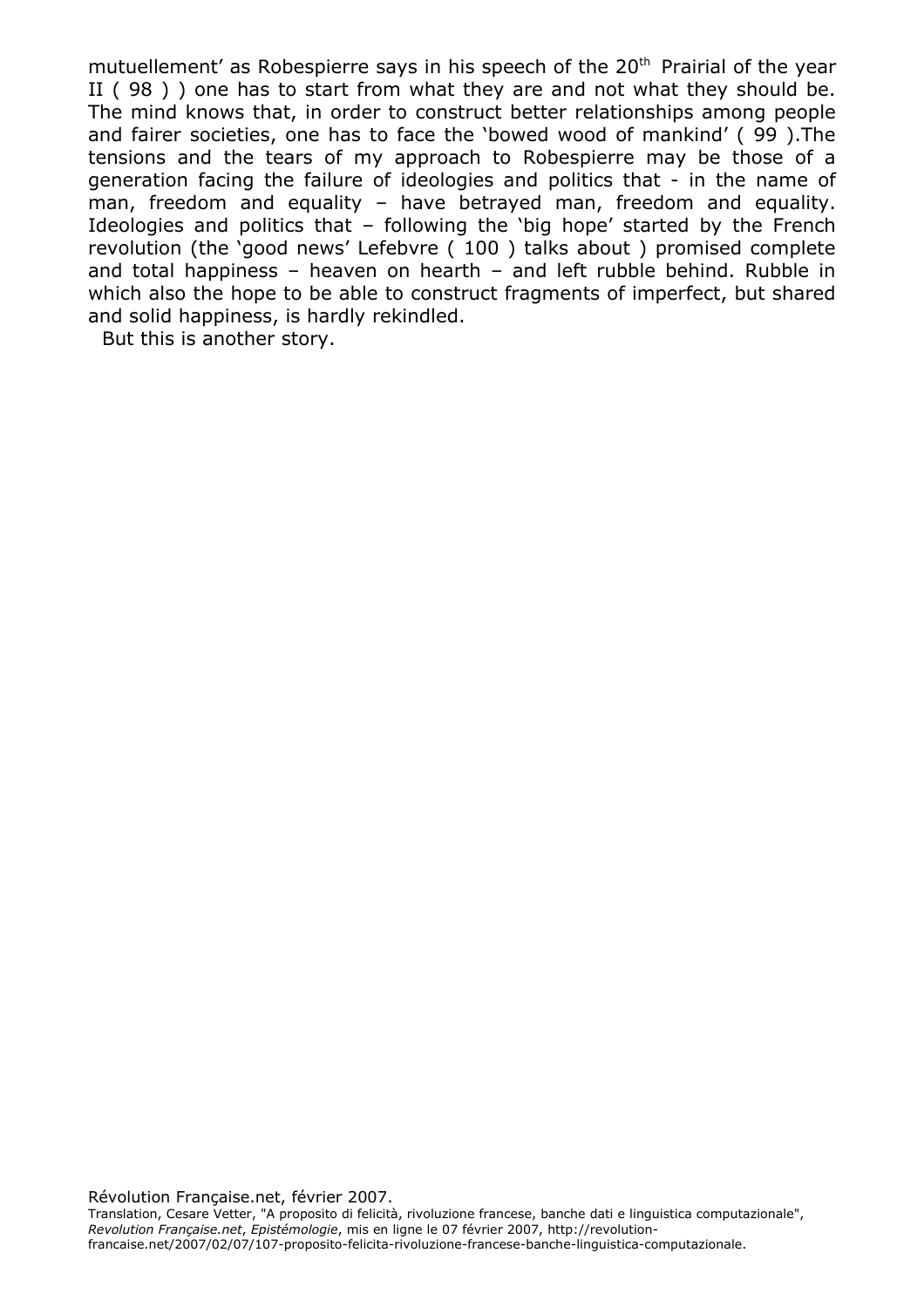mutuellement' as Robespierre says in his speech of the 20th Prairial of the year II ( 98 ) ) one has to start from what they are and not what they should be. The mind knows that, in order to construct better relationships among people and fairer societies, one has to face the 'bowed wood of mankind' ( 99 ).The tensions and the tears of my approach to Robespierre may be those of a generation facing the failure of ideologies and politics that - in the name of man, freedom and equality – have betrayed man, freedom and equality. Ideologies and politics that – following the 'big hope' started by the French revolution (the 'good news' Lefebvre ( 100 ) talks about ) promised complete and total happiness – heaven on hearth – and left rubble behind. Rubble in which also the hope to be able to construct fragments of imperfect, but shared and solid happiness, is hardly rekindled.

But this is another story.

Révolution Française.net, février 2007.
Translation, Cesare Vetter, "A proposito di felicità, rivoluzione francese, banche dati e linguistica computazionale", *Revolution Française.net*, *Epistémologie*, mis en ligne le 07 février 2007, http://revolution-francaise.net/2007/02/07/107-proposito-felicita-rivoluzione-francese-banche-linguistica-computazionale.